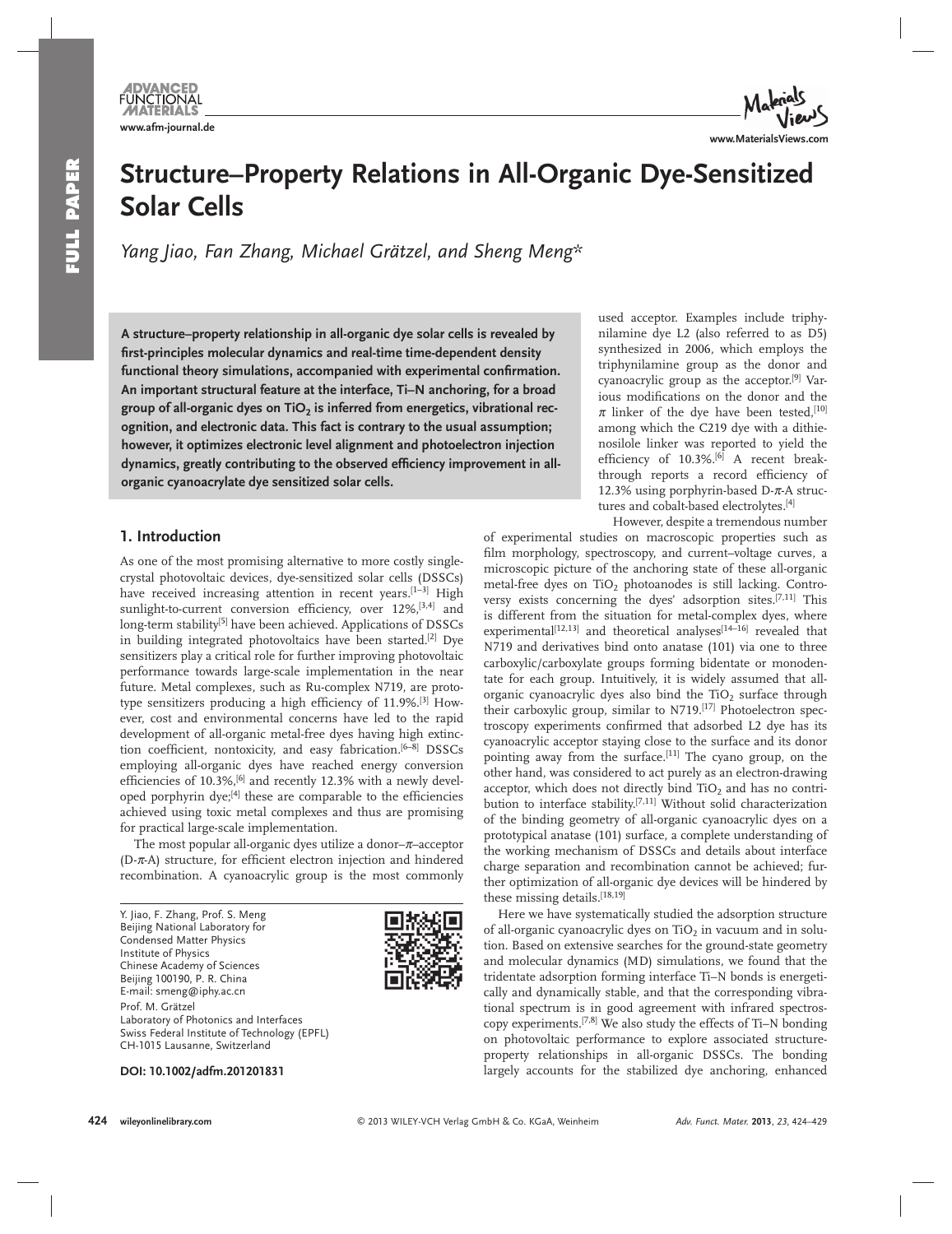# Structure–Property Relations in All-Organic Dye-Sensitized Solar Cells

*Yang Jiao, Fan Zhang, Michael Grätzel, and Sheng Meng\**

**A structure–property relationship in all-organic dye solar cells is revealed by first-principles molecular dynamics and real-time time-dependent density functional theory simulations, accompanied with experimental confirmation. An important structural feature at the interface, Ti–N anchoring, for a broad group of all-organic dyes on $TiO_2$ is inferred from energetics, vibrational recognition, and electronic data. This fact is contrary to the usual assumption; however, it optimizes electronic level alignment and photoelectron injection dynamics, greatly contributing to the observed efficiency improvement in all-organic cyanoacrylate dye sensitized solar cells.**

## 1. Introduction

As one of the most promising alternative to more costly single-crystal photovoltaic devices, dye-sensitized solar cells (DSSCs) have received increasing attention in recent years.[1–3] High sunlight-to-current conversion efficiency, over 12%,[3,4] and long-term stability[5] have been achieved. Applications of DSSCs in building integrated photovoltaics have been started.[2] Dye sensitizers play a critical role for further improving photovoltaic performance towards large-scale implementation in the near future. Metal complexes, such as Ru-complex N719, are prototype sensitizers producing a high efficiency of 11.9%.[3] However, cost and environmental concerns have led to the rapid development of all-organic metal-free dyes having high extinction coefficient, nontoxicity, and easy fabrication.[6–8] DSSCs employing all-organic dyes have reached energy conversion efficiencies of 10.3%,[6] and recently 12.3% with a newly developed porphyrin dye;[4] these are comparable to the efficiencies achieved using toxic metal complexes and thus are promising for practical large-scale implementation.

The most popular all-organic dyes utilize a donor–$\pi$–acceptor (D-$\pi$-A) structure, for efficient electron injection and hindered recombination. A cyanoacrylic group is the most commonly used acceptor. Examples include triphynilamine dye L2 (also referred to as D5) synthesized in 2006, which employs the triphynilamine group as the donor and cyanoacrylic group as the acceptor.[9] Various modifications on the donor and the $\pi$ linker of the dye have been tested,[10] among which the C219 dye with a dithienosilole linker was reported to yield the efficiency of 10.3%.[6] A recent breakthrough reports a record efficiency of 12.3% using porphyrin-based D-$\pi$-A structures and cobalt-based electrolytes.[4]

However, despite a tremendous number of experimental studies on macroscopic properties such as film morphology, spectroscopy, and current–voltage curves, a microscopic picture of the anchoring state of these all-organic metal-free dyes on $TiO_2$ photoanodes is still lacking. Controversy exists concerning the dyes' adsorption sites.[7,11] This is different from the situation for metal-complex dyes, where experimental[12,13] and theoretical analyses[14–16] revealed that N719 and derivatives bind onto anatase (101) via one to three carboxylic/carboxylate groups forming bidentate or monodentate for each group. Intuitively, it is widely assumed that all-organic cyanoacrylic dyes also bind the $TiO_2$ surface through their carboxylic group, similar to N719.[17] Photoelectron spectroscopy experiments confirmed that adsorbed L2 dye has its cyanoacrylic acceptor staying close to the surface and its donor pointing away from the surface.[11] The cyano group, on the other hand, was considered to act purely as an electron-drawing acceptor, which does not directly bind $TiO_2$ and has no contribution to interface stability.[7,11] Without solid characterization of the binding geometry of all-organic cyanoacrylic dyes on a prototypical anatase (101) surface, a complete understanding of the working mechanism of DSSCs and details about interface charge separation and recombination cannot be achieved; further optimization of all-organic dye devices will be hindered by these missing details.[18,19]

Here we have systematically studied the adsorption structure of all-organic cyanoacrylic dyes on $TiO_2$ in vacuum and in solution. Based on extensive searches for the ground-state geometry and molecular dynamics (MD) simulations, we found that the tridentate adsorption forming interface Ti–N bonds is energetically and dynamically stable, and that the corresponding vibrational spectrum is in good agreement with infrared spectroscopy experiments.[7,8] We also study the effects of Ti–N bonding on photovoltaic performance to explore associated structure-property relationships in all-organic DSSCs. The bonding largely accounts for the stabilized dye anchoring, enhanced

Y. Jiao, F. Zhang, Prof. S. Meng
Beijing National Laboratory for Condensed Matter Physics
Institute of Physics
Chinese Academy of Sciences
Beijing 100190, P. R. China
E-mail: smeng@iphy.ac.cn

Prof. M. Grätzel
Laboratory of Photonics and Interfaces
Swiss Federal Institute of Technology (EPFL)
CH-1015 Lausanne, Switzerland

**DOI: 10.1002/adfm.201201831**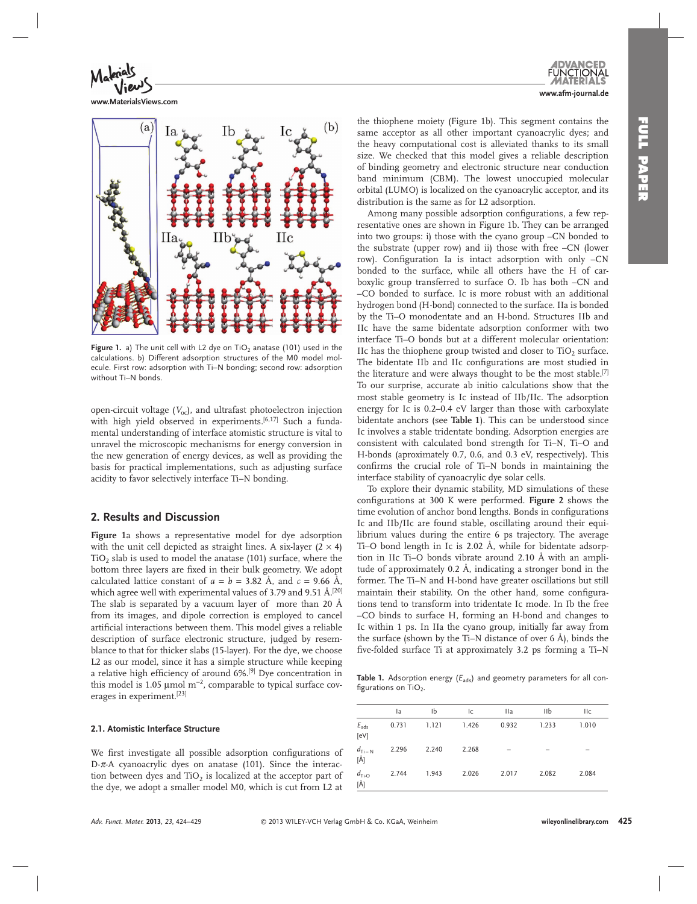Figure 1. a) The unit cell with L2 dye on $TiO_2$ anatase (101) used in the calculations. b) Different adsorption structures of the M0 model molecule. First row: adsorption with Ti–N bonding; second row: adsorption without Ti–N bonds.

open-circuit voltage ($V_{oc}$), and ultrafast photoelectron injection with high yield observed in experiments.[6,17] Such a fundamental understanding of interface atomistic structure is vital to unravel the microscopic mechanisms for energy conversion in the new generation of energy devices, as well as providing the basis for practical implementations, such as adjusting surface acidity to favor selectively interface Ti–N bonding.

## 2. Results and Discussion

**Figure 1**a shows a representative model for dye adsorption with the unit cell depicted as straight lines. A six-layer (2 × 4) $TiO_2$ slab is used to model the anatase (101) surface, where the bottom three layers are fixed in their bulk geometry. We adopt calculated lattice constant of $a = b = 3.82$ Å, and $c = 9.66$ Å, which agree well with experimental values of 3.79 and 9.51 Å.[20] The slab is separated by a vacuum layer of more than 20 Å from its images, and dipole correction is employed to cancel artificial interactions between them. This model gives a reliable description of surface electronic structure, judged by resemblance to that for thicker slabs (15-layer). For the dye, we choose L2 as our model, since it has a simple structure while keeping a relative high efficiency of around 6%.[9] Dye concentration in this model is 1.05 μmol $m^{-2}$, comparable to typical surface coverages in experiment.[23]

### 2.1. Atomistic Interface Structure

We first investigate all possible adsorption configurations of D-π-A cyanoacrylic dyes on anatase (101). Since the interaction between dyes and $TiO_2$ is localized at the acceptor part of the dye, we adopt a smaller model M0, which is cut from L2 at the thiophene moiety (Figure 1b). This segment contains the same acceptor as all other important cyanoacrylic dyes; and the heavy computational cost is alleviated thanks to its small size. We checked that this model gives a reliable description of binding geometry and electronic structure near conduction band minimum (CBM). The lowest unoccupied molecular orbital (LUMO) is localized on the cyanoacrylic acceptor, and its distribution is the same as for L2 adsorption.

Among many possible adsorption configurations, a few representative ones are shown in Figure 1b. They can be arranged into two groups: i) those with the cyano group –CN bonded to the substrate (upper row) and ii) those with free –CN (lower row). Configuration Ia is intact adsorption with only –CN bonded to the surface, while all others have the H of carboxylic group transferred to surface O. Ib has both –CN and –CO bonded to surface. Ic is more robust with an additional hydrogen bond (H-bond) connected to the surface. IIa is bonded by the Ti–O monodentate and an H-bond. Structures IIb and IIc have the same bidentate adsorption conformer with two interface Ti–O bonds but at a different molecular orientation: IIc has the thiophene group twisted and closer to $TiO_2$ surface. The bidentate IIb and IIc configurations are most studied in the literature and were always thought to be the most stable.[7] To our surprise, accurate ab initio calculations show that the most stable geometry is Ic instead of IIb/IIc. The adsorption energy for Ic is 0.2–0.4 eV larger than those with carboxylate bidentate anchors (see **Table 1**). This can be understood since Ic involves a stable tridentate bonding. Adsorption energies are consistent with calculated bond strength for Ti–N, Ti–O and H-bonds (approximately 0.7, 0.6, and 0.3 eV, respectively). This confirms the crucial role of Ti–N bonds in maintaining the interface stability of cyanoacrylic dye solar cells.

To explore their dynamic stability, MD simulations of these configurations at 300 K were performed. **Figure 2** shows the time evolution of anchor bond lengths. Bonds in configurations Ic and IIb/IIc are found stable, oscillating around their equilibrium values during the entire 6 ps trajectory. The average Ti–O bond length in Ic is 2.02 Å, while for bidentate adsorption in IIc Ti–O bonds vibrate around 2.10 Å with an amplitude of approximately 0.2 Å, indicating a stronger bond in the former. The Ti–N and H-bond have greater oscillations but still maintain their stability. On the other hand, some configurations tend to transform into tridentate Ic mode. In Ib the free –CO binds to surface H, forming an H-bond and changes to Ic within 1 ps. In IIa the cyano group, initially far away from the surface (shown by the Ti–N distance of over 6 Å), binds the five-folded surface Ti at approximately 3.2 ps forming a Ti–N

Table 1. Adsorption energy ($E_{ads}$) and geometry parameters for all configurations on $TiO_2$.

| | Ia | Ib | Ic | IIa | IIb | IIc |
|---|---|---|---|---|---|---|
| $E_{ads}$ [eV] | 0.731 | 1.121 | 1.426 | 0.932 | 1.233 | 1.010 |
| $d_{Ti-N}$ [Å] | 2.296 | 2.240 | 2.268 | – | – | – |
| $d_{Ti-O}$ [Å] | 2.744 | 1.943 | 2.026 | 2.017 | 2.082 | 2.084 |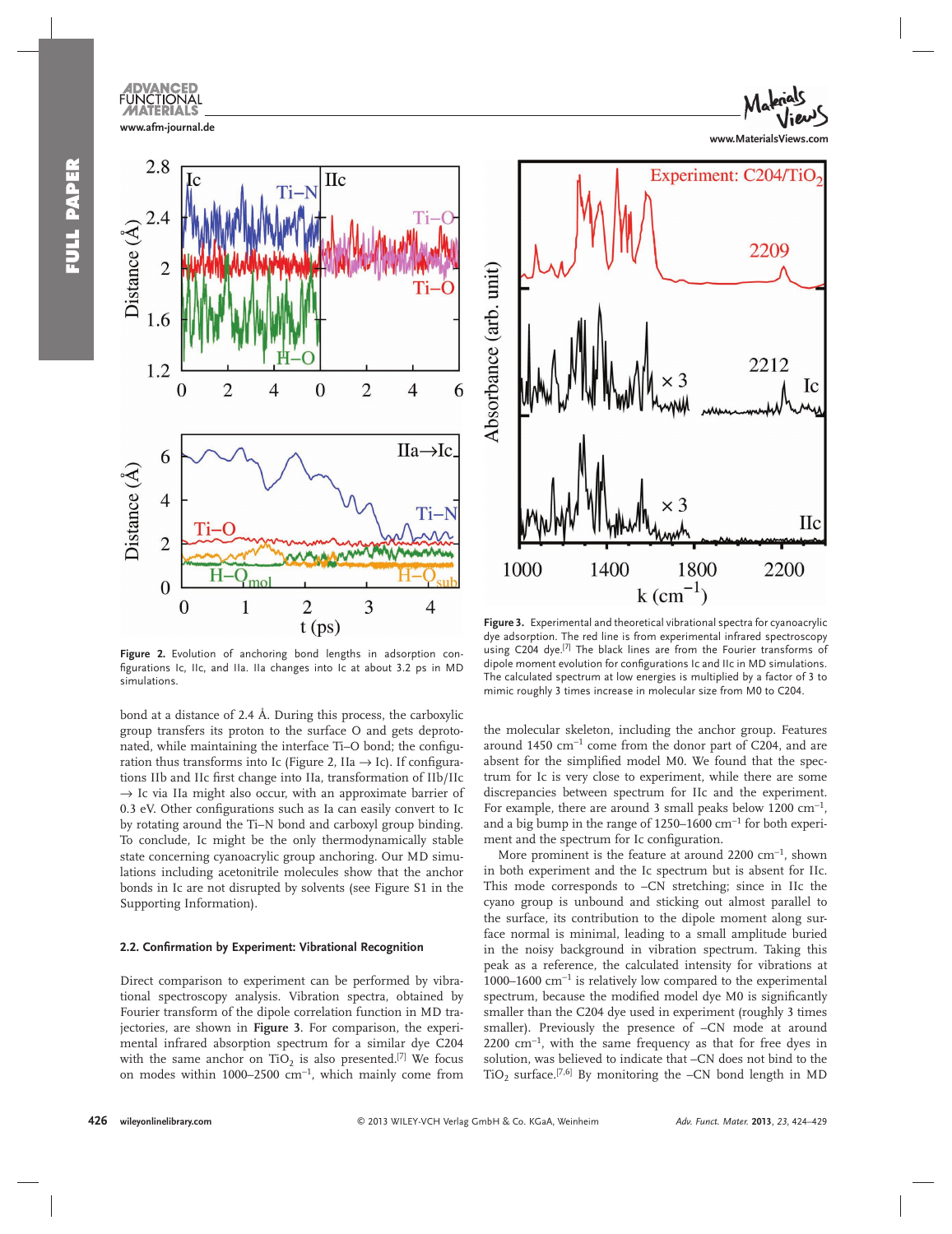Figure 2. Evolution of anchoring bond lengths in adsorption configurations Ic, IIc, and IIa. IIa changes into Ic at about 3.2 ps in MD simulations.

Figure 3. Experimental and theoretical vibrational spectra for cyanoacrylic dye adsorption. The red line is from experimental infrared spectroscopy using C204 dye.[7] The black lines are from the Fourier transforms of dipole moment evolution for configurations Ic and IIc in MD simulations. The calculated spectrum at low energies is multiplied by a factor of 3 to mimic roughly 3 times increase in molecular size from M0 to C204.

bond at a distance of 2.4 Å. During this process, the carboxylic group transfers its proton to the surface O and gets deprotonated, while maintaining the interface Ti–O bond; the configuration thus transforms into Ic (Figure 2, IIa → Ic). If configurations IIb and IIc first change into IIa, transformation of IIb/IIc → Ic via IIa might also occur, with an approximate barrier of 0.3 eV. Other configurations such as Ia can easily convert to Ic by rotating around the Ti–N bond and carboxyl group binding. To conclude, Ic might be the only thermodynamically stable state concerning cyanoacrylic group anchoring. Our MD simulations including acetonitrile molecules show that the anchor bonds in Ic are not disrupted by solvents (see Figure S1 in the Supporting Information).

### 2.2. Confirmation by Experiment: Vibrational Recognition

Direct comparison to experiment can be performed by vibrational spectroscopy analysis. Vibration spectra, obtained by Fourier transform of the dipole correlation function in MD trajectories, are shown in **Figure 3**. For comparison, the experimental infrared absorption spectrum for a similar dye C204 with the same anchor on $TiO_2$ is also presented.[7] We focus on modes within 1000–2500 $cm^{-1}$, which mainly come from the molecular skeleton, including the anchor group. Features around 1450 $cm^{-1}$ come from the donor part of C204, and are absent for the simplified model M0. We found that the spectrum for Ic is very close to experiment, while there are some discrepancies between spectrum for IIc and the experiment. For example, there are around 3 small peaks below 1200 $cm^{-1}$, and a big bump in the range of 1250–1600 $cm^{-1}$ for both experiment and the spectrum for Ic configuration.

More prominent is the feature at around 2200 $cm^{-1}$, shown in both experiment and the Ic spectrum but is absent for IIc. This mode corresponds to –CN stretching; since in IIc the cyano group is unbound and sticking out almost parallel to the surface, its contribution to the dipole moment along surface normal is minimal, leading to a small amplitude buried in the noisy background in vibration spectrum. Taking this peak as a reference, the calculated intensity for vibrations at 1000–1600 $cm^{-1}$ is relatively low compared to the experimental spectrum, because the modified model dye M0 is significantly smaller than the C204 dye used in experiment (roughly 3 times smaller). Previously the presence of –CN mode at around 2200 $cm^{-1}$, with the same frequency as that for free dyes in solution, was believed to indicate that –CN does not bind to the $TiO_2$ surface.[7,6] By monitoring the –CN bond length in MD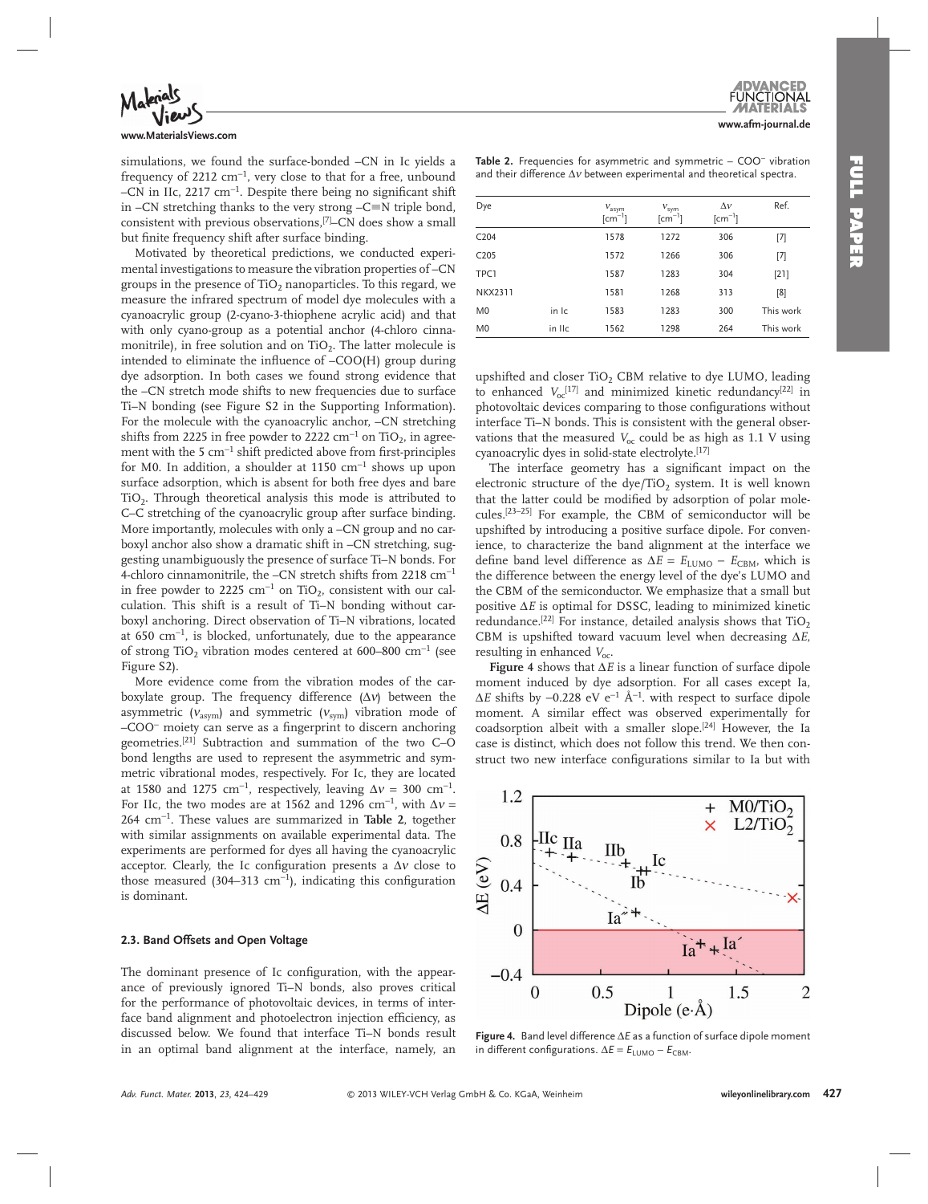simulations, we found the surface-bonded –CN in Ic yields a frequency of 2212 $cm^{-1}$, very close to that for a free, unbound –CN in IIc, 2217 $cm^{-1}$. Despite there being no significant shift in –CN stretching thanks to the very strong –C≡N triple bond, consistent with previous observations,[7] –CN does show a small but finite frequency shift after surface binding.

Motivated by theoretical predictions, we conducted experimental investigations to measure the vibration properties of –CN groups in the presence of $TiO_2$ nanoparticles. To this regard, we measure the infrared spectrum of model dye molecules with a cyanoacrylic group (2-cyano-3-thiophene acrylic acid) and that with only cyano-group as a potential anchor (4-chloro cinnamonitrile), in free solution and on $TiO_2$. The latter molecule is intended to eliminate the influence of –COO(H) group during dye adsorption. In both cases we found strong evidence that the –CN stretch mode shifts to new frequencies due to surface Ti–N bonding (see Figure S2 in the Supporting Information). For the molecule with the cyanoacrylic anchor, –CN stretching shifts from 2225 in free powder to 2222 $cm^{-1}$ on $TiO_2$, in agreement with the 5 $cm^{-1}$ shift predicted above from first-principles for M0. In addition, a shoulder at 1150 $cm^{-1}$ shows up upon surface adsorption, which is absent for both free dyes and bare $TiO_2$. Through theoretical analysis this mode is attributed to C–C stretching of the cyanoacrylic group after surface binding. More importantly, molecules with only a –CN group and no carboxyl anchor also show a dramatic shift in –CN stretching, suggesting unambiguously the presence of surface Ti–N bonds. For 4-chloro cinnamonitrile, the –CN stretch shifts from 2218 $cm^{-1}$ in free powder to 2225 $cm^{-1}$ on $TiO_2$, consistent with our calculation. This shift is a result of Ti–N bonding without carboxyl anchoring. Direct observation of Ti–N vibrations, located at 650 $cm^{-1}$, is blocked, unfortunately, due to the appearance of strong $TiO_2$ vibration modes centered at 600–800 $cm^{-1}$ (see Figure S2).

More evidence come from the vibration modes of the carboxylate group. The frequency difference ($\Delta\nu$) between the asymmetric ($\nu_{asym}$) and symmetric ($\nu_{sym}$) vibration mode of $-COO^-$ moiety can serve as a fingerprint to discern anchoring geometries.[21] Subtraction and summation of the two C–O bond lengths are used to represent the asymmetric and symmetric vibrational modes, respectively. For Ic, they are located at 1580 and 1275 $cm^{-1}$, respectively, leaving $\Delta\nu$ = 300 $cm^{-1}$. For IIc, the two modes are at 1562 and 1296 $cm^{-1}$, with $\Delta\nu$ = 264 $cm^{-1}$. These values are summarized in **Table 2**, together with similar assignments on available experimental data. The experiments are performed for dyes all having the cyanoacrylic acceptor. Clearly, the Ic configuration presents a $\Delta\nu$ close to those measured (304–313 $cm^{-1}$), indicating this configuration is dominant.

**Table 2.** Frequencies for asymmetric and symmetric – $COO^-$ vibration and their difference $\Delta\nu$ between experimental and theoretical spectra.

| Dye | | $\nu_{asym}$ [$cm^{-1}$] | $\nu_{sym}$ [$cm^{-1}$] | $\Delta\nu$ [$cm^{-1}$] | Ref. |
|---|---|---|---|---|---|
| C204 | | 1578 | 1272 | 306 | [7] |
| C205 | | 1572 | 1266 | 306 | [7] |
| TPC1 | | 1587 | 1283 | 304 | [21] |
| NKX2311 | | 1581 | 1268 | 313 | [8] |
| M0 | in Ic | 1583 | 1283 | 300 | This work |
| M0 | in IIc | 1562 | 1298 | 264 | This work |

### 2.3. Band Offsets and Open Voltage

The dominant presence of Ic configuration, with the appearance of previously ignored Ti–N bonds, also proves critical for the performance of photovoltaic devices, in terms of interface band alignment and photoelectron injection efficiency, as discussed below. We found that interface Ti–N bonds result in an optimal band alignment at the interface, namely, an upshifted and closer $TiO_2$ CBM relative to dye LUMO, leading to enhanced $V_{oc}$[17] and minimized kinetic redundancy[22] in photovoltaic devices comparing to those configurations without interface Ti–N bonds. This is consistent with the general observations that the measured $V_{oc}$ could be as high as 1.1 V using cyanoacrylic dyes in solid-state electrolyte.[17]

The interface geometry has a significant impact on the electronic structure of the dye/$TiO_2$ system. It is well known that the latter could be modified by adsorption of polar molecules.[23–25] For example, the CBM of semiconductor will be upshifted by introducing a positive surface dipole. For convenience, to characterize the band alignment at the interface we define band level difference as $\Delta E = E_{LUMO} - E_{CBM}$, which is the difference between the energy level of the dye's LUMO and the CBM of the semiconductor. We emphasize that a small but positive $\Delta E$ is optimal for DSSC, leading to minimized kinetic redundance.[22] For instance, detailed analysis shows that $TiO_2$ CBM is upshifted toward vacuum level when decreasing $\Delta E$, resulting in enhanced $V_{oc}$.

**Figure 4** shows that $\Delta E$ is a linear function of surface dipole moment induced by dye adsorption. For all cases except Ia, $\Delta E$ shifts by –0.228 eV $e^{-1}$ Å$^{-1}$. with respect to surface dipole moment. A similar effect was observed experimentally for coadsorption albeit with a smaller slope.[24] However, the Ia case is distinct, which does not follow this trend. We then construct two new interface configurations similar to Ia but with

**Figure 4.** Band level difference $\Delta E$ as a function of surface dipole moment in different configurations. $\Delta E = E_{LUMO} - E_{CBM}$.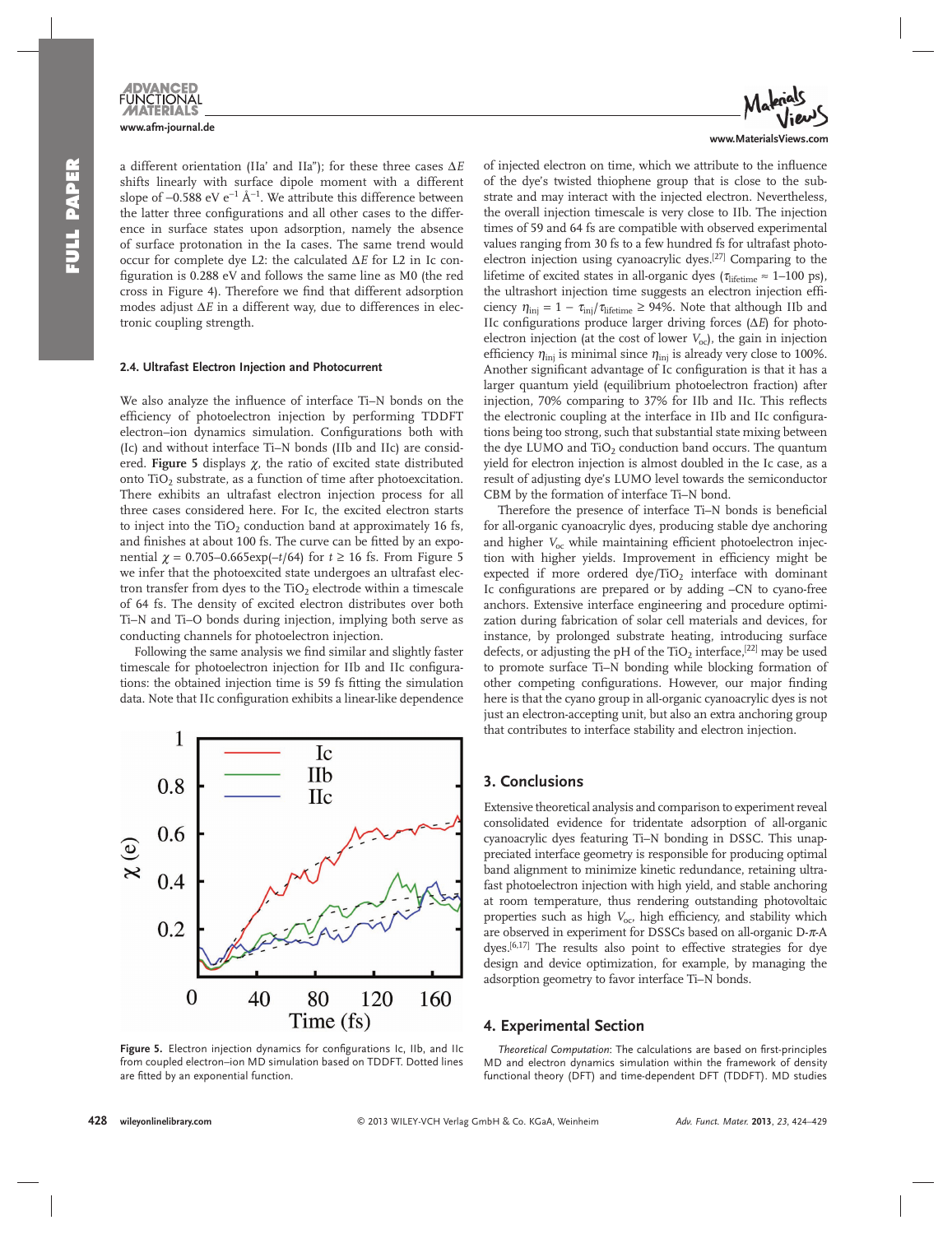a different orientation (IIa′ and IIa″); for these three cases $\Delta E$ shifts linearly with surface dipole moment with a different slope of –0.588 eV e$^{-1}$ Å$^{-1}$. We attribute this difference between the latter three configurations and all other cases to the difference in surface states upon adsorption, namely the absence of surface protonation in the Ia cases. The same trend would occur for complete dye L2: the calculated $\Delta E$ for L2 in Ic configuration is 0.288 eV and follows the same line as M0 (the red cross in Figure 4). Therefore we find that different adsorption modes adjust $\Delta E$ in a different way, due to differences in electronic coupling strength.

### 2.4. Ultrafast Electron Injection and Photocurrent

We also analyze the influence of interface Ti–N bonds on the efficiency of photoelectron injection by performing TDDFT electron–ion dynamics simulation. Configurations both with (Ic) and without interface Ti–N bonds (IIb and IIc) are considered. **Figure 5** displays $\chi$, the ratio of excited state distributed onto $TiO_2$ substrate, as a function of time after photoexcitation. There exhibits an ultrafast electron injection process for all three cases considered here. For Ic, the excited electron starts to inject into the $TiO_2$ conduction band at approximately 16 fs, and finishes at about 100 fs. The curve can be fitted by an exponential $\chi = 0.705–0.665\exp(-t/64)$ for $t \geq 16$ fs. From Figure 5 we infer that the photoexcited state undergoes an ultrafast electron transfer from dyes to the $TiO_2$ electrode within a timescale of 64 fs. The density of excited electron distributes over both Ti–N and Ti–O bonds during injection, implying both serve as conducting channels for photoelectron injection.

Following the same analysis we find similar and slightly faster timescale for photoelectron injection for IIb and IIc configurations: the obtained injection time is 59 fs fitting the simulation data. Note that IIc configuration exhibits a linear-like dependence of injected electron on time, which we attribute to the influence of the dye's twisted thiophene group that is close to the substrate and may interact with the injected electron. Nevertheless, the overall injection timescale is very close to IIb. The injection times of 59 and 64 fs are compatible with observed experimental values ranging from 30 fs to a few hundred fs for ultrafast photoelectron injection using cyanoacrylic dyes.[27] Comparing to the lifetime of excited states in all-organic dyes ($\tau_{lifetime} \approx 1–100$ ps), the ultrashort injection time suggests an electron injection efficiency $\eta_{inj} = 1 - \tau_{inj}/\tau_{lifetime} \geq 94\%$. Note that although IIb and IIc configurations produce larger driving forces ($\Delta E$) for photoelectron injection (at the cost of lower $V_{oc}$), the gain in injection efficiency $\eta_{inj}$ is minimal since $\eta_{inj}$ is already very close to 100%. Another significant advantage of Ic configuration is that it has a larger quantum yield (equilibrium photoelectron fraction) after injection, 70% comparing to 37% for IIb and IIc. This reflects the electronic coupling at the interface in IIb and IIc configurations being too strong, such that substantial state mixing between the dye LUMO and $TiO_2$ conduction band occurs. The quantum yield for electron injection is almost doubled in the Ic case, as a result of adjusting dye's LUMO level towards the semiconductor CBM by the formation of interface Ti–N bond.

Therefore the presence of interface Ti–N bonds is beneficial for all-organic cyanoacrylic dyes, producing stable dye anchoring and higher $V_{oc}$ while maintaining efficient photoelectron injection with higher yields. Improvement in efficiency might be expected if more ordered dye/$TiO_2$ interface with dominant Ic configurations are prepared or by adding –CN to cyano-free anchors. Extensive interface engineering and procedure optimization during fabrication of solar cell materials and devices, for instance, by prolonged substrate heating, introducing surface defects, or adjusting the pH of the $TiO_2$ interface,[22] may be used to promote surface Ti–N bonding while blocking formation of other competing configurations. However, our major finding here is that the cyano group in all-organic cyanoacrylic dyes is not just an electron-accepting unit, but also an extra anchoring group that contributes to interface stability and electron injection.

Figure 5. Electron injection dynamics for configurations Ic, IIb, and IIc from coupled electron–ion MD simulation based on TDDFT. Dotted lines are fitted by an exponential function.

## 3. Conclusions

Extensive theoretical analysis and comparison to experiment reveal consolidated evidence for tridentate adsorption of all-organic cyanoacrylic dyes featuring Ti–N bonding in DSSC. This unappreciated interface geometry is responsible for producing optimal band alignment to minimize kinetic redundance, retaining ultrafast photoelectron injection with high yield, and stable anchoring at room temperature, thus rendering outstanding photovoltaic properties such as high $V_{oc}$, high efficiency, and stability which are observed in experiment for DSSCs based on all-organic D-$\pi$-A dyes.[6,17] The results also point to effective strategies for dye design and device optimization, for example, by managing the adsorption geometry to favor interface Ti–N bonds.

## 4. Experimental Section

*Theoretical Computation*: The calculations are based on first-principles MD and electron dynamics simulation within the framework of density functional theory (DFT) and time-dependent DFT (TDDFT). MD studies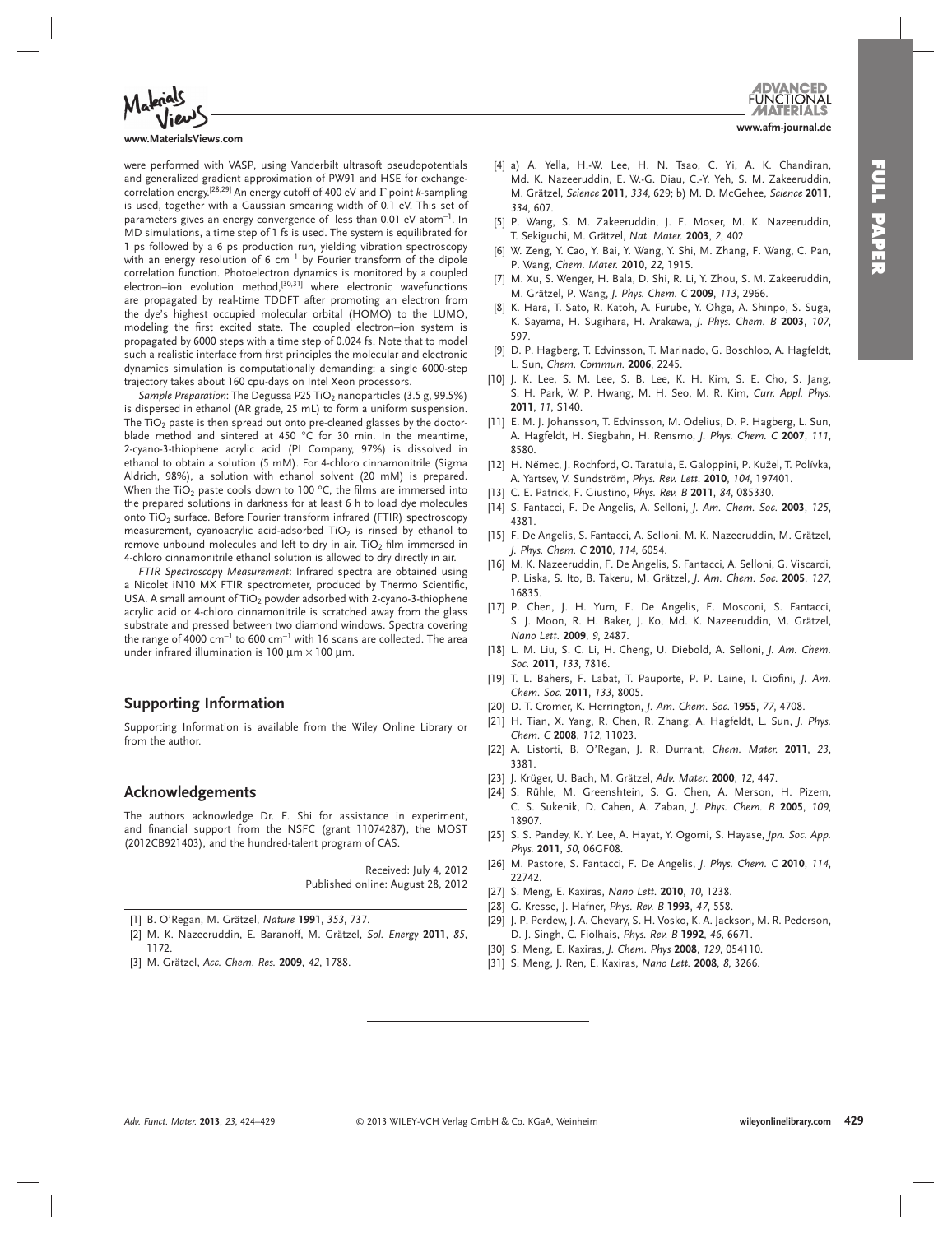were performed with VASP, using Vanderbilt ultrasoft pseudopotentials and generalized gradient approximation of PW91 and HSE for exchange-correlation energy.[28,29] An energy cutoff of 400 eV and Γ point *k*-sampling is used, together with a Gaussian smearing width of 0.1 eV. This set of parameters gives an energy convergence of less than 0.01 eV atom$^{-1}$. In MD simulations, a time step of 1 fs is used. The system is equilibrated for 1 ps followed by a 6 ps production run, yielding vibration spectroscopy with an energy resolution of 6 cm$^{-1}$ by Fourier transform of the dipole correlation function. Photoelectron dynamics is monitored by a coupled electron–ion evolution method,[30,31] where electronic wavefunctions are propagated by real-time TDDFT after promoting an electron from the dye's highest occupied molecular orbital (HOMO) to the LUMO, modeling the first excited state. The coupled electron–ion system is propagated by 6000 steps with a time step of 0.024 fs. Note that to model such a realistic interface from first principles the molecular and electronic dynamics simulation is computationally demanding: a single 6000-step trajectory takes about 160 cpu-days on Intel Xeon processors.

*Sample Preparation*: The Degussa P25 $TiO_2$ nanoparticles (3.5 g, 99.5%) is dispersed in ethanol (AR grade, 25 mL) to form a uniform suspension. The $TiO_2$ paste is then spread out onto pre-cleaned glasses by the doctor-blade method and sintered at 450 °C for 30 min. In the meantime, 2-cyano-3-thiophene acrylic acid (PI Company, 97%) is dissolved in ethanol to obtain a solution (5 mM). For 4-chloro cinnamonitrile (Sigma Aldrich, 98%), a solution with ethanol solvent (20 mM) is prepared. When the $TiO_2$ paste cools down to 100 °C, the films are immersed into the prepared solutions in darkness for at least 6 h to load dye molecules onto $TiO_2$ surface. Before Fourier transform infrared (FTIR) spectroscopy measurement, cyanoacrylic acid-adsorbed $TiO_2$ is rinsed by ethanol to remove unbound molecules and left to dry in air. $TiO_2$ film immersed in 4-chloro cinnamonitrile ethanol solution is allowed to dry directly in air.

*FTIR Spectroscopy Measurement*: Infrared spectra are obtained using a Nicolet iN10 MX FTIR spectrometer, produced by Thermo Scientific, USA. A small amount of $TiO_2$ powder adsorbed with 2-cyano-3-thiophene acrylic acid or 4-chloro cinnamonitrile is scratched away from the glass substrate and pressed between two diamond windows. Spectra covering the range of 4000 cm$^{-1}$ to 600 cm$^{-1}$ with 16 scans are collected. The area under infrared illumination is 100 μm × 100 μm.

## Supporting Information

Supporting Information is available from the Wiley Online Library or from the author.

## Acknowledgements

The authors acknowledge Dr. F. Shi for assistance in experiment, and financial support from the NSFC (grant 11074287), the MOST (2012CB921403), and the hundred-talent program of CAS.

Received: July 4, 2012
Published online: August 28, 2012

[1] B. O'Regan, M. Grätzel, *Nature* **1991**, *353*, 737.
[2] M. K. Nazeeruddin, E. Baranoff, M. Grätzel, *Sol. Energy* **2011**, *85*, 1172.
[3] M. Grätzel, *Acc. Chem. Res.* **2009**, *42*, 1788.
[4] a) A. Yella, H.-W. Lee, H. N. Tsao, C. Yi, A. K. Chandiran, Md. K. Nazeeruddin, E. W.-G. Diau, C.-Y. Yeh, S. M. Zakeeruddin, M. Grätzel, *Science* **2011**, *334*, 629; b) M. D. McGehee, *Science* **2011**, *334*, 607.
[5] P. Wang, S. M. Zakeeruddin, J. E. Moser, M. K. Nazeeruddin, T. Sekiguchi, M. Grätzel, *Nat. Mater.* **2003**, *2*, 402.
[6] W. Zeng, Y. Cao, Y. Bai, Y. Wang, Y. Shi, M. Zhang, F. Wang, C. Pan, P. Wang, *Chem. Mater.* **2010**, *22*, 1915.
[7] M. Xu, S. Wenger, H. Bala, D. Shi, R. Li, Y. Zhou, S. M. Zakeeruddin, M. Grätzel, P. Wang, *J. Phys. Chem. C* **2009**, *113*, 2966.
[8] K. Hara, T. Sato, R. Katoh, A. Furube, Y. Ohga, A. Shinpo, S. Suga, K. Sayama, H. Sugihara, H. Arakawa, *J. Phys. Chem. B* **2003**, *107*, 597.
[9] D. P. Hagberg, T. Edvinsson, T. Marinado, G. Boschloo, A. Hagfeldt, L. Sun, *Chem. Commun.* **2006**, 2245.
[10] J. K. Lee, S. M. Lee, S. B. Lee, K. H. Kim, S. E. Cho, S. Jang, S. H. Park, W. P. Hwang, M. H. Seo, M. R. Kim, *Curr. Appl. Phys.* **2011**, *11*, S140.
[11] E. M. J. Johansson, T. Edvinsson, M. Odelius, D. P. Hagberg, L. Sun, A. Hagfeldt, H. Siegbahn, H. Rensmo, *J. Phys. Chem. C* **2007**, *111*, 8580.
[12] H. Němec, J. Rochford, O. Taratula, E. Galoppini, P. Kužel, T. Polívka, A. Yartsev, V. Sundström, *Phys. Rev. Lett.* **2010**, *104*, 197401.
[13] C. E. Patrick, F. Giustino, *Phys. Rev. B* **2011**, *84*, 085330.
[14] S. Fantacci, F. De Angelis, A. Selloni, *J. Am. Chem. Soc.* **2003**, *125*, 4381.
[15] F. De Angelis, S. Fantacci, A. Selloni, M. K. Nazeeruddin, M. Grätzel, *J. Phys. Chem. C* **2010**, *114*, 6054.
[16] M. K. Nazeeruddin, F. De Angelis, S. Fantacci, A. Selloni, G. Viscardi, P. Liska, S. Ito, B. Takeru, M. Grätzel, *J. Am. Chem. Soc.* **2005**, *127*, 16835.
[17] P. Chen, J. H. Yum, F. De Angelis, E. Mosconi, S. Fantacci, S. J. Moon, R. H. Baker, J. Ko, Md. K. Nazeeruddin, M. Grätzel, *Nano Lett.* **2009**, *9*, 2487.
[18] L. M. Liu, S. C. Li, H. Cheng, U. Diebold, A. Selloni, *J. Am. Chem. Soc.* **2011**, *133*, 7816.
[19] T. L. Bahers, F. Labat, T. Pauporte, P. P. Laine, I. Ciofini, *J. Am. Chem. Soc.* **2011**, *133*, 8005.
[20] D. T. Cromer, K. Herrington, *J. Am. Chem. Soc.* **1955**, *77*, 4708.
[21] H. Tian, X. Yang, R. Chen, R. Zhang, A. Hagfeldt, L. Sun, *J. Phys. Chem. C* **2008**, *112*, 11023.
[22] A. Listorti, B. O'Regan, J. R. Durrant, *Chem. Mater.* **2011**, *23*, 3381.
[23] J. Krüger, U. Bach, M. Grätzel, *Adv. Mater.* **2000**, *12*, 447.
[24] S. Rühle, M. Greenshtein, S. G. Chen, A. Merson, H. Pizem, C. S. Sukenik, D. Cahen, A. Zaban, *J. Phys. Chem. B* **2005**, *109*, 18907.
[25] S. S. Pandey, K. Y. Lee, A. Hayat, Y. Ogomi, S. Hayase, *Jpn. Soc. App. Phys.* **2011**, *50*, 06GF08.
[26] M. Pastore, S. Fantacci, F. De Angelis, *J. Phys. Chem. C* **2010**, *114*, 22742.
[27] S. Meng, E. Kaxiras, *Nano Lett.* **2010**, *10*, 1238.
[28] G. Kresse, J. Hafner, *Phys. Rev. B* **1993**, *47*, 558.
[29] J. P. Perdew, J. A. Chevary, S. H. Vosko, K. A. Jackson, M. R. Pederson, D. J. Singh, C. Fiolhais, *Phys. Rev. B* **1992**, *46*, 6671.
[30] S. Meng, E. Kaxiras, *J. Chem. Phys* **2008**, *129*, 054110.
[31] S. Meng, J. Ren, E. Kaxiras, *Nano Lett.* **2008**, *8*, 3266.